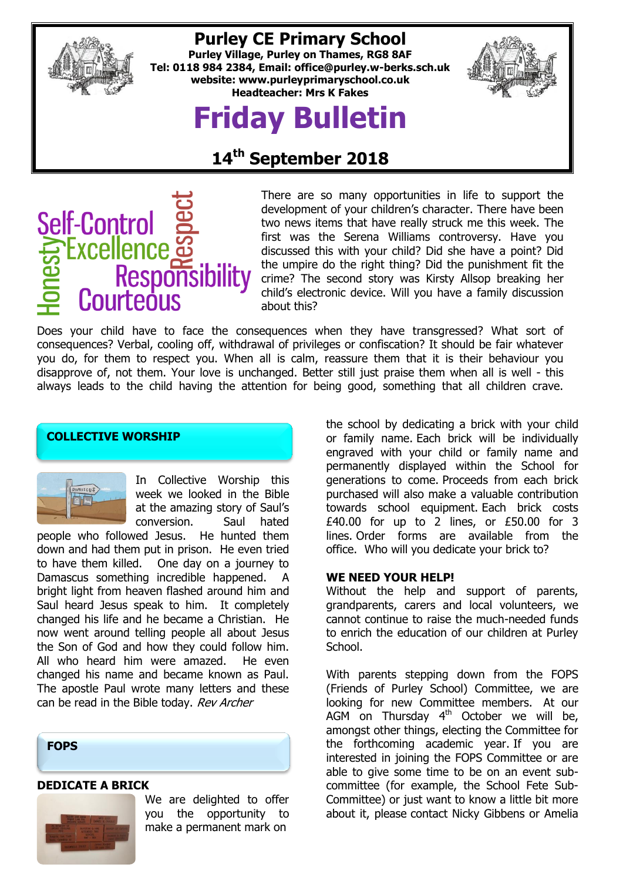# Purley CE Primary School

**Purley Village, Purley on Thames, RG8 8AF**
**Tel: 0118 984 2384, Email: office@purley.w-berks.sch.uk**
**website: www.purleyprimaryschool.co.uk**
**Headteacher: Mrs K Fakes**

# Friday Bulletin

## 14th September 2018

Self-Control Excellence Responsibility Courteous Honesty Respect

There are so many opportunities in life to support the development of your children's character. There have been two news items that have really struck me this week. The first was the Serena Williams controversy. Have you discussed this with your child? Did she have a point? Did the umpire do the right thing? Did the punishment fit the crime? The second story was Kirsty Allsop breaking her child's electronic device. Will you have a family discussion about this?

Does your child have to face the consequences when they have transgressed? What sort of consequences? Verbal, cooling off, withdrawal of privileges or confiscation? It should be fair whatever you do, for them to respect you. When all is calm, reassure them that it is their behaviour you disapprove of, not them. Your love is unchanged. Better still just praise them when all is well - this always leads to the child having the attention for being good, something that all children crave.

### COLLECTIVE WORSHIP

In Collective Worship this week we looked in the Bible at the amazing story of Saul's conversion. Saul hated people who followed Jesus. He hunted them down and had them put in prison. He even tried to have them killed. One day on a journey to Damascus something incredible happened. A bright light from heaven flashed around him and Saul heard Jesus speak to him. It completely changed his life and he became a Christian. He now went around telling people all about Jesus the Son of God and how they could follow him. All who heard him were amazed. He even changed his name and became known as Paul. The apostle Paul wrote many letters and these can be read in the Bible today. *Rev Archer*

### FOPS

**DEDICATE A BRICK**

We are delighted to offer you the opportunity to make a permanent mark on the school by dedicating a brick with your child or family name. Each brick will be individually engraved with your child or family name and permanently displayed within the School for generations to come. Proceeds from each brick purchased will also make a valuable contribution towards school equipment. Each brick costs £40.00 for up to 2 lines, or £50.00 for 3 lines. Order forms are available from the office. Who will you dedicate your brick to?

**WE NEED YOUR HELP!**

Without the help and support of parents, grandparents, carers and local volunteers, we cannot continue to raise the much-needed funds to enrich the education of our children at Purley School.

With parents stepping down from the FOPS (Friends of Purley School) Committee, we are looking for new Committee members. At our AGM on Thursday 4th October we will be, amongst other things, electing the Committee for the forthcoming academic year. If you are interested in joining the FOPS Committee or are able to give some time to be on an event sub-committee (for example, the School Fete Sub-Committee) or just want to know a little bit more about it, please contact Nicky Gibbens or Amelia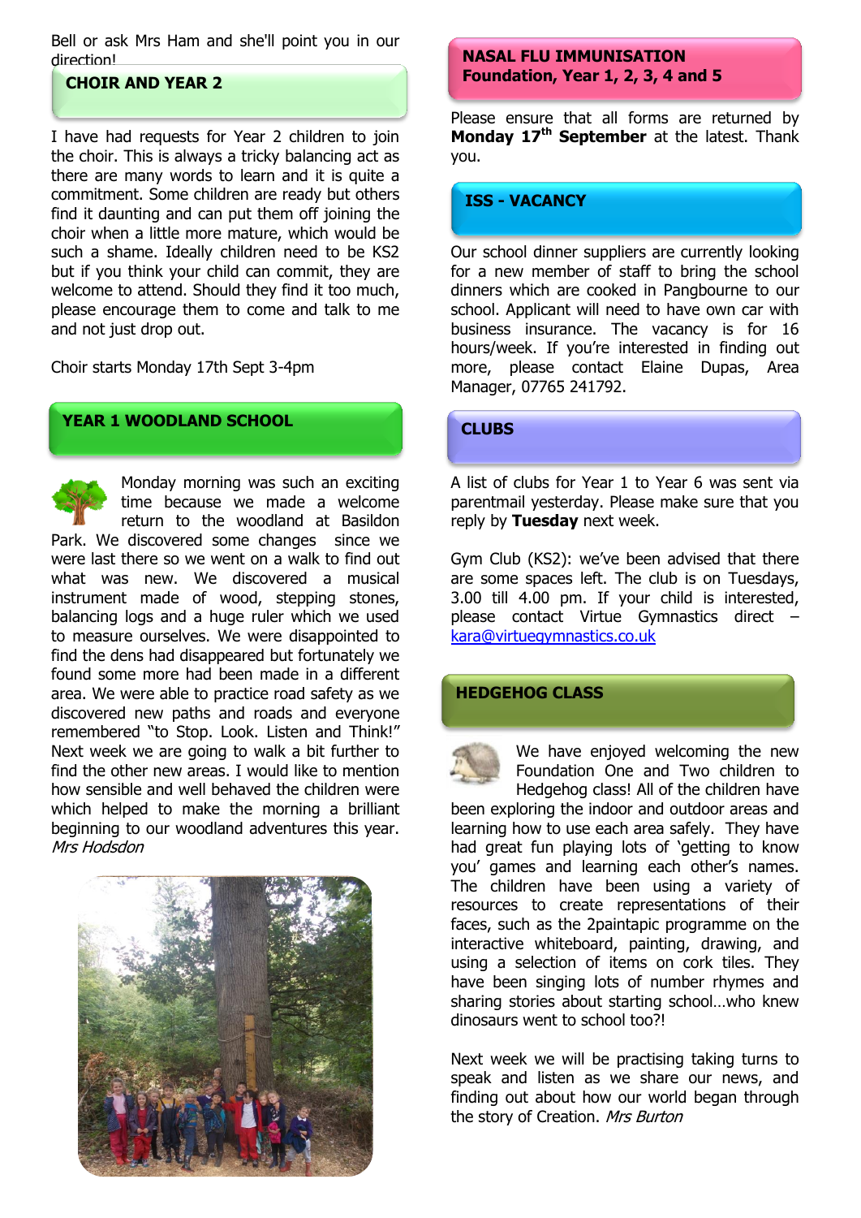Bell or ask Mrs Ham and she'll point you in our direction!

## CHOIR AND YEAR 2

I have had requests for Year 2 children to join the choir. This is always a tricky balancing act as there are many words to learn and it is quite a commitment. Some children are ready but others find it daunting and can put them off joining the choir when a little more mature, which would be such a shame. Ideally children need to be KS2 but if you think your child can commit, they are welcome to attend. Should they find it too much, please encourage them to come and talk to me and not just drop out.

Choir starts Monday 17th Sept 3-4pm

## YEAR 1 WOODLAND SCHOOL

Monday morning was such an exciting time because we made a welcome return to the woodland at Basildon Park. We discovered some changes since we were last there so we went on a walk to find out what was new. We discovered a musical instrument made of wood, stepping stones, balancing logs and a huge ruler which we used to measure ourselves. We were disappointed to find the dens had disappeared but fortunately we found some more had been made in a different area. We were able to practice road safety as we discovered new paths and roads and everyone remembered "to Stop. Look. Listen and Think!" Next week we are going to walk a bit further to find the other new areas. I would like to mention how sensible and well behaved the children were which helped to make the morning a brilliant beginning to our woodland adventures this year. *Mrs Hodsdon*

## NASAL FLU IMMUNISATION Foundation, Year 1, 2, 3, 4 and 5

Please ensure that all forms are returned by **Monday 17th September** at the latest. Thank you.

## ISS - VACANCY

Our school dinner suppliers are currently looking for a new member of staff to bring the school dinners which are cooked in Pangbourne to our school. Applicant will need to have own car with business insurance. The vacancy is for 16 hours/week. If you're interested in finding out more, please contact Elaine Dupas, Area Manager, 07765 241792.

## CLUBS

A list of clubs for Year 1 to Year 6 was sent via parentmail yesterday. Please make sure that you reply by **Tuesday** next week.

Gym Club (KS2): we've been advised that there are some spaces left. The club is on Tuesdays, 3.00 till 4.00 pm. If your child is interested, please contact Virtue Gymnastics direct – kara@virtuegymnastics.co.uk

## HEDGEHOG CLASS

We have enjoyed welcoming the new Foundation One and Two children to Hedgehog class! All of the children have been exploring the indoor and outdoor areas and learning how to use each area safely. They have had great fun playing lots of 'getting to know you' games and learning each other's names. The children have been using a variety of resources to create representations of their faces, such as the 2paintapic programme on the interactive whiteboard, painting, drawing, and using a selection of items on cork tiles. They have been singing lots of number rhymes and sharing stories about starting school…who knew dinosaurs went to school too?!

Next week we will be practising taking turns to speak and listen as we share our news, and finding out about how our world began through the story of Creation. *Mrs Burton*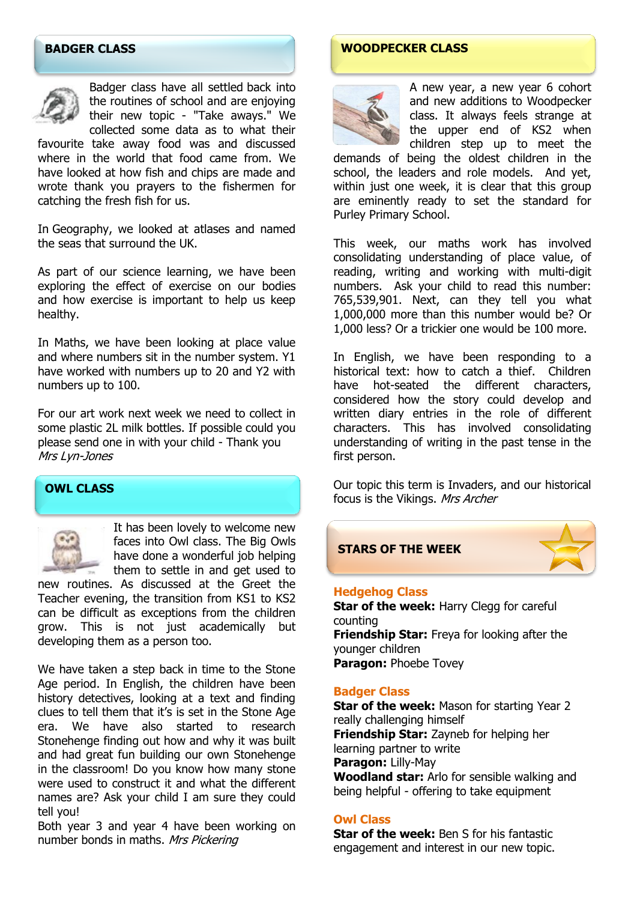## BADGER CLASS

Badger class have all settled back into the routines of school and are enjoying their new topic - "Take aways." We collected some data as to what their favourite take away food was and discussed where in the world that food came from. We have looked at how fish and chips are made and wrote thank you prayers to the fishermen for catching the fresh fish for us.

In Geography, we looked at atlases and named the seas that surround the UK.

As part of our science learning, we have been exploring the effect of exercise on our bodies and how exercise is important to help us keep healthy.

In Maths, we have been looking at place value and where numbers sit in the number system. Y1 have worked with numbers up to 20 and Y2 with numbers up to 100.

For our art work next week we need to collect in some plastic 2L milk bottles. If possible could you please send one in with your child - Thank you *Mrs Lyn-Jones*

## OWL CLASS

It has been lovely to welcome new faces into Owl class. The Big Owls have done a wonderful job helping them to settle in and get used to new routines. As discussed at the Greet the Teacher evening, the transition from KS1 to KS2 can be difficult as exceptions from the children grow. This is not just academically but developing them as a person too.

We have taken a step back in time to the Stone Age period. In English, the children have been history detectives, looking at a text and finding clues to tell them that it's is set in the Stone Age era. We have also started to research Stonehenge finding out how and why it was built and had great fun building our own Stonehenge in the classroom! Do you know how many stone were used to construct it and what the different names are? Ask your child I am sure they could tell you!

Both year 3 and year 4 have been working on number bonds in maths. *Mrs Pickering*

## WOODPECKER CLASS

A new year, a new year 6 cohort and new additions to Woodpecker class. It always feels strange at the upper end of KS2 when children step up to meet the demands of being the oldest children in the school, the leaders and role models. And yet, within just one week, it is clear that this group are eminently ready to set the standard for Purley Primary School.

This week, our maths work has involved consolidating understanding of place value, of reading, writing and working with multi-digit numbers. Ask your child to read this number: 765,539,901. Next, can they tell you what 1,000,000 more than this number would be? Or 1,000 less? Or a trickier one would be 100 more.

In English, we have been responding to a historical text: how to catch a thief. Children have hot-seated the different characters, considered how the story could develop and written diary entries in the role of different characters. This has involved consolidating understanding of writing in the past tense in the first person.

Our topic this term is Invaders, and our historical focus is the Vikings. *Mrs Archer*

## STARS OF THE WEEK

### Hedgehog Class

**Star of the week:** Harry Clegg for careful counting
**Friendship Star:** Freya for looking after the younger children
**Paragon:** Phoebe Tovey

### Badger Class

**Star of the week:** Mason for starting Year 2 really challenging himself
**Friendship Star:** Zayneb for helping her learning partner to write
**Paragon:** Lilly-May
**Woodland star:** Arlo for sensible walking and being helpful - offering to take equipment

### Owl Class

**Star of the week:** Ben S for his fantastic engagement and interest in our new topic.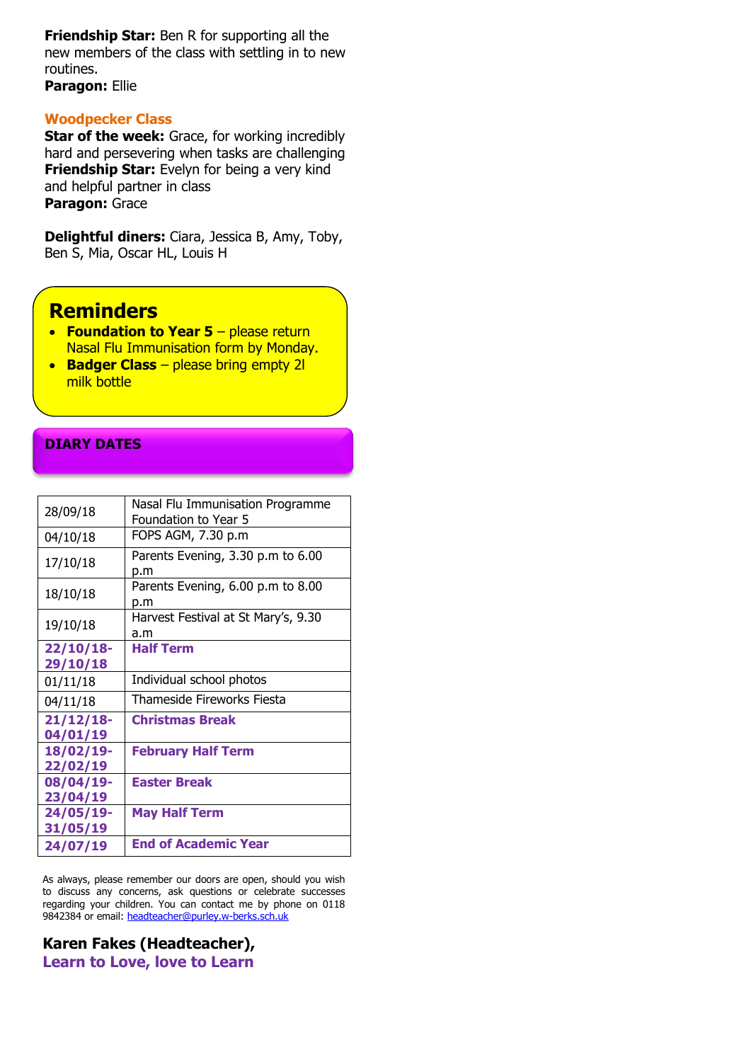**Friendship Star:** Ben R for supporting all the new members of the class with settling in to new routines.
**Paragon:** Ellie

### Woodpecker Class

**Star of the week:** Grace, for working incredibly hard and persevering when tasks are challenging
**Friendship Star:** Evelyn for being a very kind and helpful partner in class
**Paragon:** Grace

**Delightful diners:** Ciara, Jessica B, Amy, Toby, Ben S, Mia, Oscar HL, Louis H

## Reminders

- **Foundation to Year 5** – please return Nasal Flu Immunisation form by Monday.
- **Badger Class** – please bring empty 2l milk bottle

## DIARY DATES

| Date | Event |
|---|---|
| 28/09/18 | Nasal Flu Immunisation Programme Foundation to Year 5 |
| 04/10/18 | FOPS AGM, 7.30 p.m |
| 17/10/18 | Parents Evening, 3.30 p.m to 6.00 p.m |
| 18/10/18 | Parents Evening, 6.00 p.m to 8.00 p.m |
| 19/10/18 | Harvest Festival at St Mary's, 9.30 a.m |
| **22/10/18-29/10/18** | **Half Term** |
| 01/11/18 | Individual school photos |
| 04/11/18 | Thameside Fireworks Fiesta |
| **21/12/18-04/01/19** | **Christmas Break** |
| **18/02/19-22/02/19** | **February Half Term** |
| **08/04/19-23/04/19** | **Easter Break** |
| **24/05/19-31/05/19** | **May Half Term** |
| **24/07/19** | **End of Academic Year** |

As always, please remember our doors are open, should you wish to discuss any concerns, ask questions or celebrate successes regarding your children. You can contact me by phone on 0118 9842384 or email: headteacher@purley.w-berks.sch.uk

**Karen Fakes (Headteacher),**
**Learn to Love, love to Learn**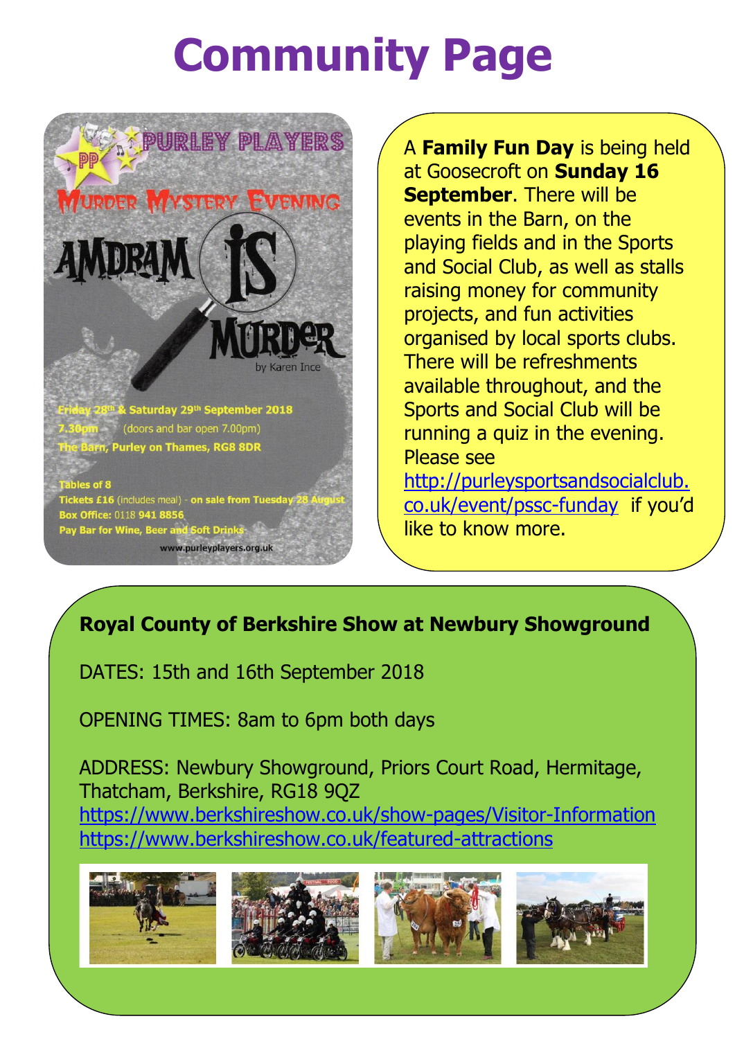# Community Page

**PURLEY PLAYERS**

**Murder Mystery Evening**

**AMDRAM IS MURDER**

by Karen Ince

Friday 28th & Saturday 29th September 2018
7.30pm (doors and bar open 7.00pm)
The Barn, Purley on Thames, RG8 8DR

Tables of 8
Tickets £16 (includes meal) - on sale from Tuesday 28 August
Box Office: 0118 941 8856
Pay Bar for Wine, Beer and Soft Drinks

www.purleyplayers.org.uk

A **Family Fun Day** is being held at Goosecroft on **Sunday 16 September**. There will be events in the Barn, on the playing fields and in the Sports and Social Club, as well as stalls raising money for community projects, and fun activities organised by local sports clubs. There will be refreshments available throughout, and the Sports and Social Club will be running a quiz in the evening. Please see http://purleysportsandsocialclub.co.uk/event/pssc-funday if you'd like to know more.

**Royal County of Berkshire Show at Newbury Showground**

DATES: 15th and 16th September 2018

OPENING TIMES: 8am to 6pm both days

ADDRESS: Newbury Showground, Priors Court Road, Hermitage, Thatcham, Berkshire, RG18 9QZ
https://www.berkshireshow.co.uk/show-pages/Visitor-Information
https://www.berkshireshow.co.uk/featured-attractions